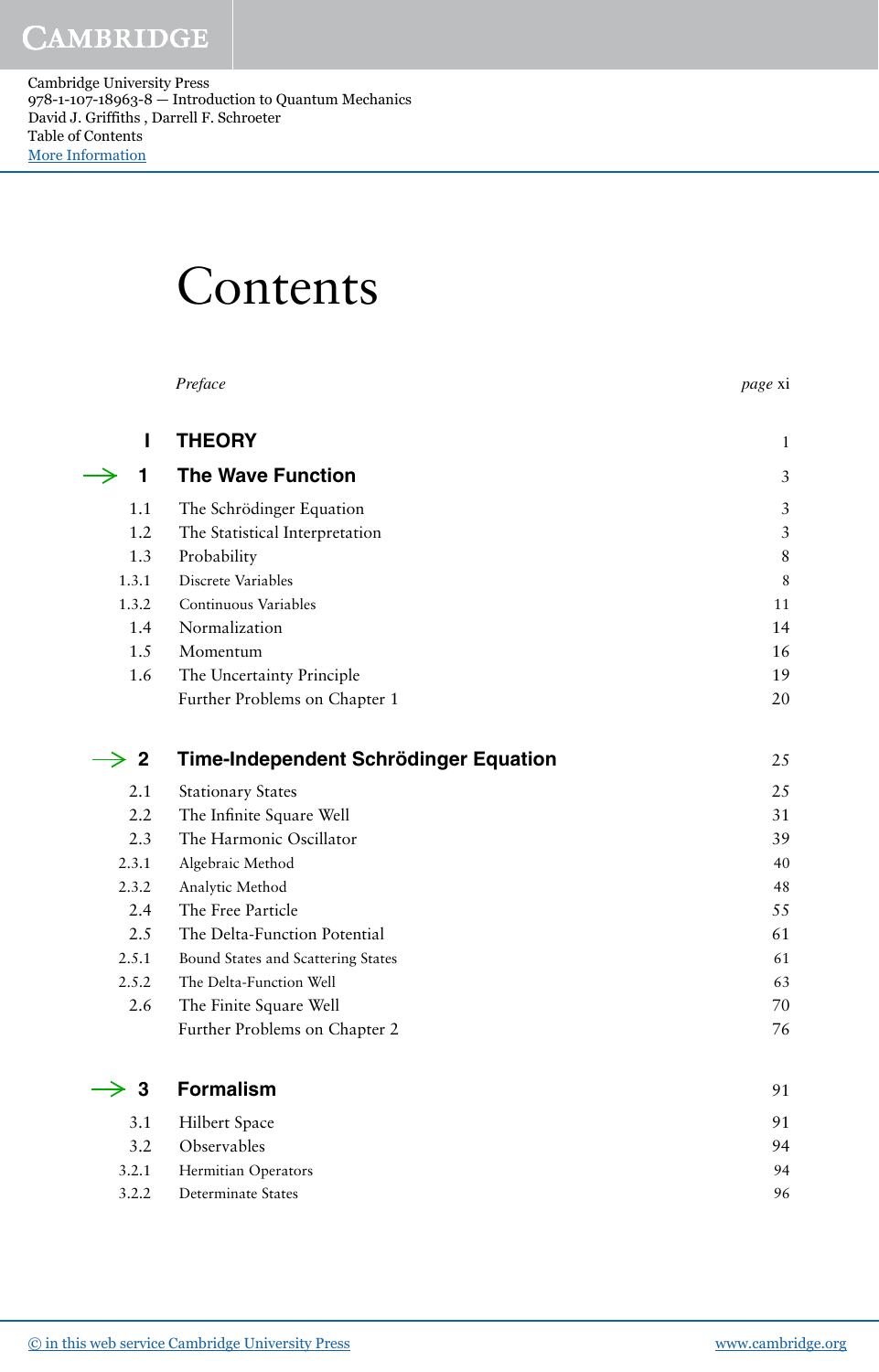Cambridge University Press
978-1-107-18963-8 — Introduction to Quantum Mechanics
David J. Griffiths , Darrell F. Schroeter
Table of Contents
More Information

# Contents

*Preface* — *page* xi

## I THEORY — 1

### 1 The Wave Function — 3

- 1.1 The Schrödinger Equation — 3
- 1.2 The Statistical Interpretation — 3
- 1.3 Probability — 8
  - 1.3.1 Discrete Variables — 8
  - 1.3.2 Continuous Variables — 11
- 1.4 Normalization — 14
- 1.5 Momentum — 16
- 1.6 The Uncertainty Principle — 19
- Further Problems on Chapter 1 — 20

### 2 Time-Independent Schrödinger Equation — 25

- 2.1 Stationary States — 25
- 2.2 The Infinite Square Well — 31
- 2.3 The Harmonic Oscillator — 39
  - 2.3.1 Algebraic Method — 40
  - 2.3.2 Analytic Method — 48
- 2.4 The Free Particle — 55
- 2.5 The Delta-Function Potential — 61
  - 2.5.1 Bound States and Scattering States — 61
  - 2.5.2 The Delta-Function Well — 63
- 2.6 The Finite Square Well — 70
- Further Problems on Chapter 2 — 76

### 3 Formalism — 91

- 3.1 Hilbert Space — 91
- 3.2 Observables — 94
  - 3.2.1 Hermitian Operators — 94
  - 3.2.2 Determinate States — 96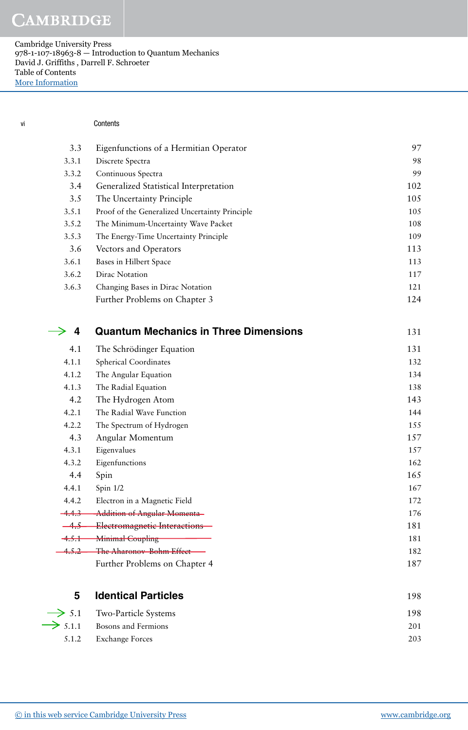| | | |
|---|---|---|
| 3.3 | Eigenfunctions of a Hermitian Operator | 97 |
| 3.3.1 | Discrete Spectra | 98 |
| 3.3.2 | Continuous Spectra | 99 |
| 3.4 | Generalized Statistical Interpretation | 102 |
| 3.5 | The Uncertainty Principle | 105 |
| 3.5.1 | Proof of the Generalized Uncertainty Principle | 105 |
| 3.5.2 | The Minimum-Uncertainty Wave Packet | 108 |
| 3.5.3 | The Energy-Time Uncertainty Principle | 109 |
| 3.6 | Vectors and Operators | 113 |
| 3.6.1 | Bases in Hilbert Space | 113 |
| 3.6.2 | Dirac Notation | 117 |
| 3.6.3 | Changing Bases in Dirac Notation | 121 |
| | Further Problems on Chapter 3 | 124 |
| **4** | **Quantum Mechanics in Three Dimensions** | 131 |
| 4.1 | The Schrödinger Equation | 131 |
| 4.1.1 | Spherical Coordinates | 132 |
| 4.1.2 | The Angular Equation | 134 |
| 4.1.3 | The Radial Equation | 138 |
| 4.2 | The Hydrogen Atom | 143 |
| 4.2.1 | The Radial Wave Function | 144 |
| 4.2.2 | The Spectrum of Hydrogen | 155 |
| 4.3 | Angular Momentum | 157 |
| 4.3.1 | Eigenvalues | 157 |
| 4.3.2 | Eigenfunctions | 162 |
| 4.4 | Spin | 165 |
| 4.4.1 | Spin 1/2 | 167 |
| 4.4.2 | Electron in a Magnetic Field | 172 |
| ~~4.4.3~~ | ~~Addition of Angular Momenta~~ | 176 |
| ~~4.5~~ | ~~Electromagnetic Interactions~~ | 181 |
| ~~4.5.1~~ | ~~Minimal Coupling~~ | 181 |
| ~~4.5.2~~ | ~~The Aharonov–Bohm Effect~~ | 182 |
| | Further Problems on Chapter 4 | 187 |
| **5** | **Identical Particles** | 198 |
| 5.1 | Two-Particle Systems | 198 |
| 5.1.1 | Bosons and Fermions | 201 |
| 5.1.2 | Exchange Forces | 203 |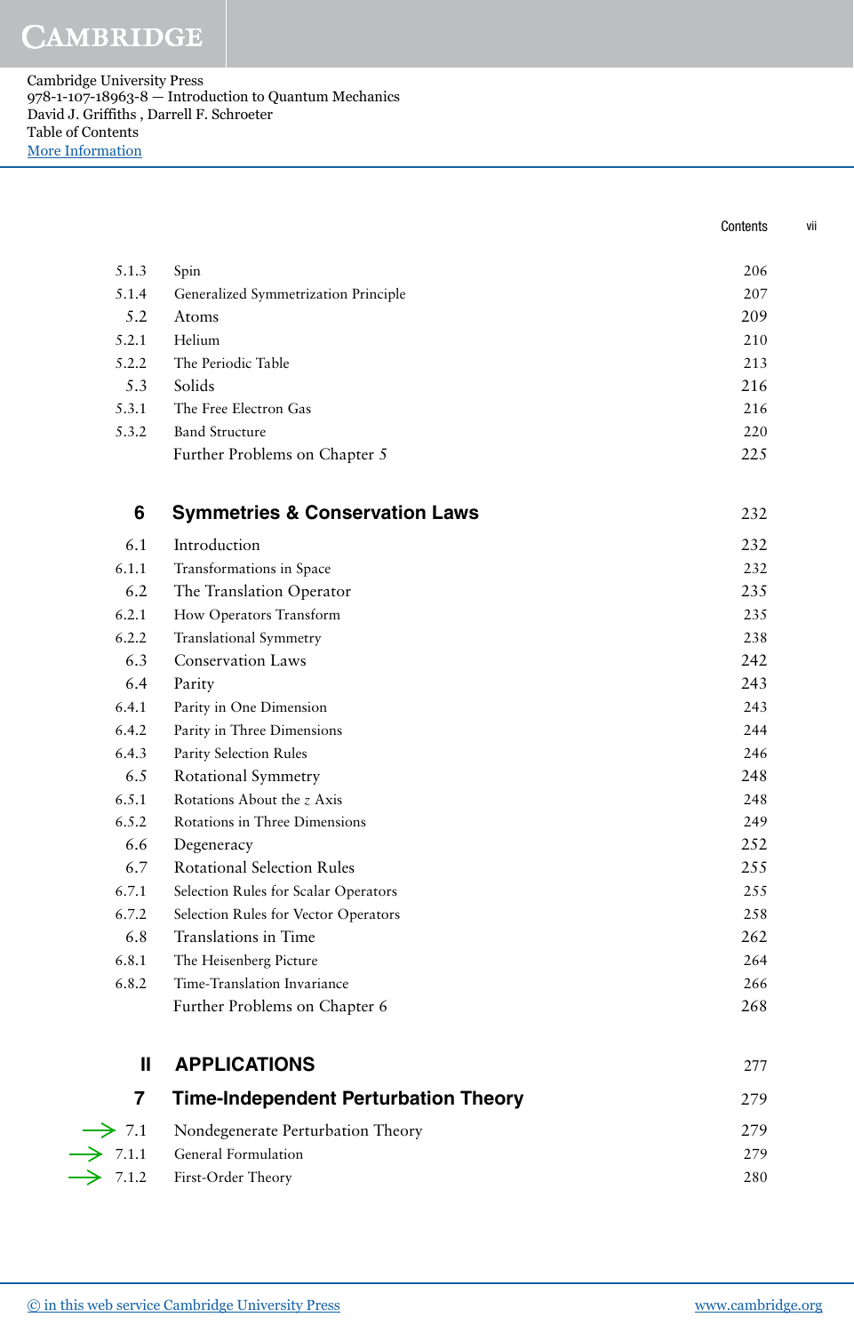| | | |
|---|---|---|
| 5.1.3 | Spin | 206 |
| 5.1.4 | Generalized Symmetrization Principle | 207 |
| 5.2 | Atoms | 209 |
| 5.2.1 | Helium | 210 |
| 5.2.2 | The Periodic Table | 213 |
| 5.3 | Solids | 216 |
| 5.3.1 | The Free Electron Gas | 216 |
| 5.3.2 | Band Structure | 220 |
| | Further Problems on Chapter 5 | 225 |

## 6 Symmetries & Conservation Laws — 232

| | | |
|---|---|---|
| 6.1 | Introduction | 232 |
| 6.1.1 | Transformations in Space | 232 |
| 6.2 | The Translation Operator | 235 |
| 6.2.1 | How Operators Transform | 235 |
| 6.2.2 | Translational Symmetry | 238 |
| 6.3 | Conservation Laws | 242 |
| 6.4 | Parity | 243 |
| 6.4.1 | Parity in One Dimension | 243 |
| 6.4.2 | Parity in Three Dimensions | 244 |
| 6.4.3 | Parity Selection Rules | 246 |
| 6.5 | Rotational Symmetry | 248 |
| 6.5.1 | Rotations About the $z$ Axis | 248 |
| 6.5.2 | Rotations in Three Dimensions | 249 |
| 6.6 | Degeneracy | 252 |
| 6.7 | Rotational Selection Rules | 255 |
| 6.7.1 | Selection Rules for Scalar Operators | 255 |
| 6.7.2 | Selection Rules for Vector Operators | 258 |
| 6.8 | Translations in Time | 262 |
| 6.8.1 | The Heisenberg Picture | 264 |
| 6.8.2 | Time-Translation Invariance | 266 |
| | Further Problems on Chapter 6 | 268 |

# II APPLICATIONS — 277

## 7 Time-Independent Perturbation Theory — 279

| | | |
|---|---|---|
| 7.1 | Nondegenerate Perturbation Theory | 279 |
| 7.1.1 | General Formulation | 279 |
| 7.1.2 | First-Order Theory | 280 |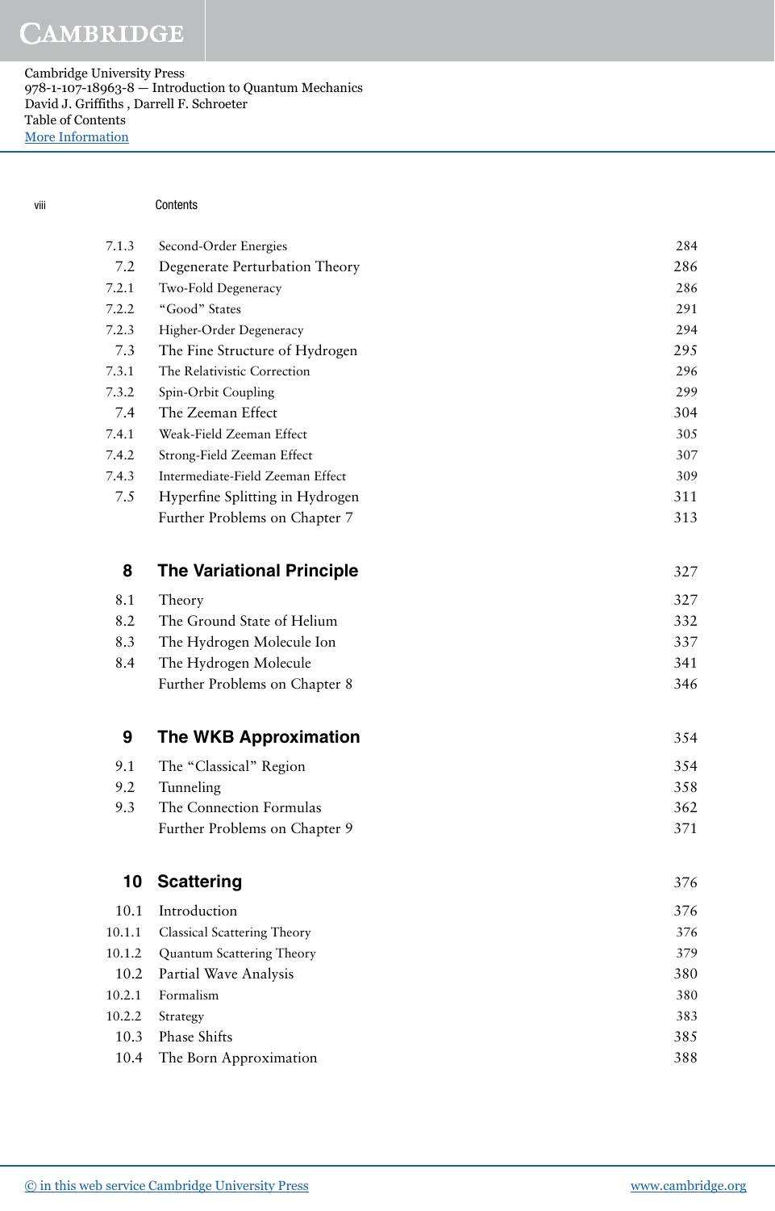| | | |
|---|---|---|
| 7.1.3 | Second-Order Energies | 284 |
| 7.2 | Degenerate Perturbation Theory | 286 |
| 7.2.1 | Two-Fold Degeneracy | 286 |
| 7.2.2 | "Good" States | 291 |
| 7.2.3 | Higher-Order Degeneracy | 294 |
| 7.3 | The Fine Structure of Hydrogen | 295 |
| 7.3.1 | The Relativistic Correction | 296 |
| 7.3.2 | Spin-Orbit Coupling | 299 |
| 7.4 | The Zeeman Effect | 304 |
| 7.4.1 | Weak-Field Zeeman Effect | 305 |
| 7.4.2 | Strong-Field Zeeman Effect | 307 |
| 7.4.3 | Intermediate-Field Zeeman Effect | 309 |
| 7.5 | Hyperfine Splitting in Hydrogen | 311 |
| | Further Problems on Chapter 7 | 313 |

## 8 The Variational Principle — 327

| | | |
|---|---|---|
| 8.1 | Theory | 327 |
| 8.2 | The Ground State of Helium | 332 |
| 8.3 | The Hydrogen Molecule Ion | 337 |
| 8.4 | The Hydrogen Molecule | 341 |
| | Further Problems on Chapter 8 | 346 |

## 9 The WKB Approximation — 354

| | | |
|---|---|---|
| 9.1 | The "Classical" Region | 354 |
| 9.2 | Tunneling | 358 |
| 9.3 | The Connection Formulas | 362 |
| | Further Problems on Chapter 9 | 371 |

## 10 Scattering — 376

| | | |
|---|---|---|
| 10.1 | Introduction | 376 |
| 10.1.1 | Classical Scattering Theory | 376 |
| 10.1.2 | Quantum Scattering Theory | 379 |
| 10.2 | Partial Wave Analysis | 380 |
| 10.2.1 | Formalism | 380 |
| 10.2.2 | Strategy | 383 |
| 10.3 | Phase Shifts | 385 |
| 10.4 | The Born Approximation | 388 |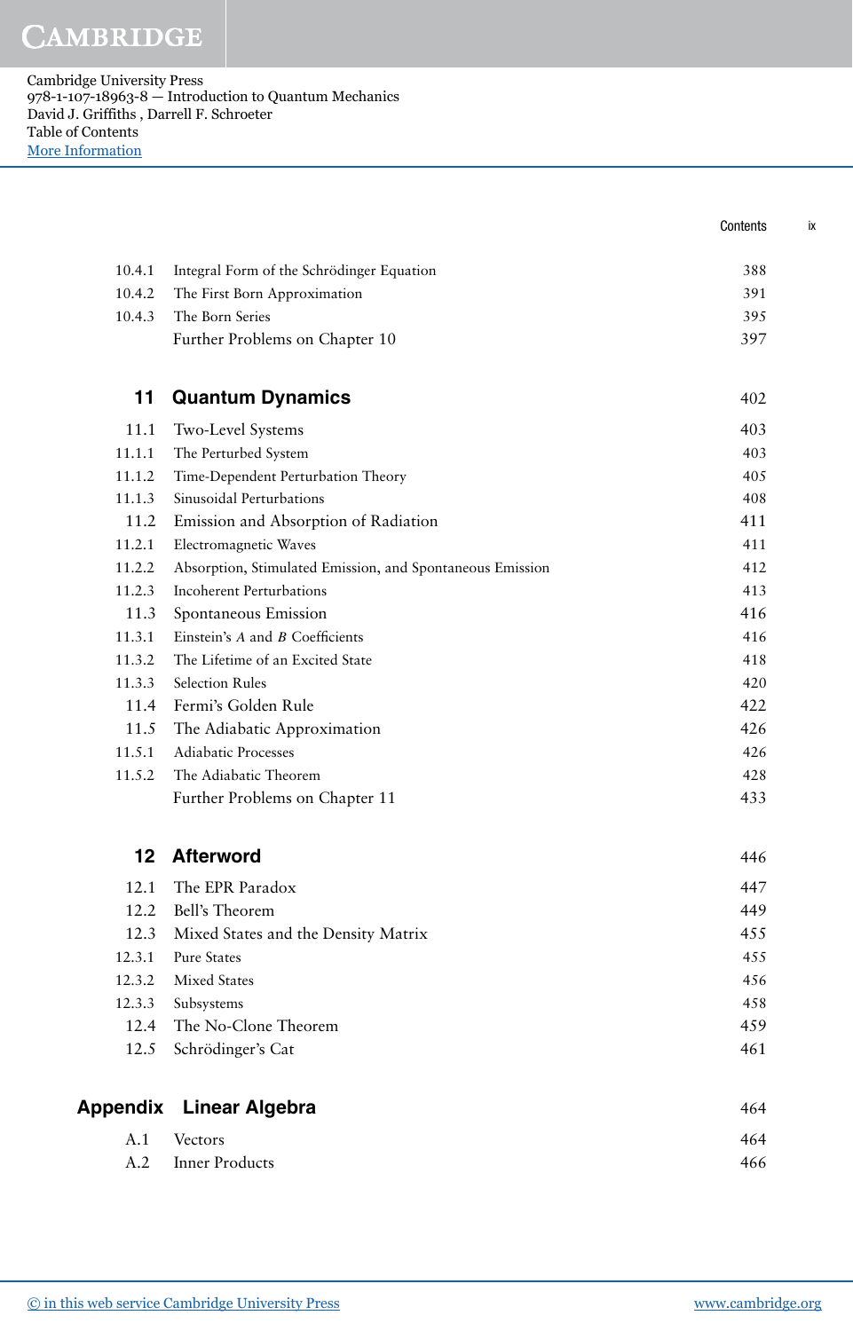| | | |
|---|---|---|
| 10.4.1 | Integral Form of the Schrödinger Equation | 388 |
| 10.4.2 | The First Born Approximation | 391 |
| 10.4.3 | The Born Series | 395 |
| | Further Problems on Chapter 10 | 397 |

## 11 Quantum Dynamics — 402

| | | |
|---|---|---|
| 11.1 | Two-Level Systems | 403 |
| 11.1.1 | The Perturbed System | 403 |
| 11.1.2 | Time-Dependent Perturbation Theory | 405 |
| 11.1.3 | Sinusoidal Perturbations | 408 |
| 11.2 | Emission and Absorption of Radiation | 411 |
| 11.2.1 | Electromagnetic Waves | 411 |
| 11.2.2 | Absorption, Stimulated Emission, and Spontaneous Emission | 412 |
| 11.2.3 | Incoherent Perturbations | 413 |
| 11.3 | Spontaneous Emission | 416 |
| 11.3.1 | Einstein's *A* and *B* Coefficients | 416 |
| 11.3.2 | The Lifetime of an Excited State | 418 |
| 11.3.3 | Selection Rules | 420 |
| 11.4 | Fermi's Golden Rule | 422 |
| 11.5 | The Adiabatic Approximation | 426 |
| 11.5.1 | Adiabatic Processes | 426 |
| 11.5.2 | The Adiabatic Theorem | 428 |
| | Further Problems on Chapter 11 | 433 |

## 12 Afterword — 446

| | | |
|---|---|---|
| 12.1 | The EPR Paradox | 447 |
| 12.2 | Bell's Theorem | 449 |
| 12.3 | Mixed States and the Density Matrix | 455 |
| 12.3.1 | Pure States | 455 |
| 12.3.2 | Mixed States | 456 |
| 12.3.3 | Subsystems | 458 |
| 12.4 | The No-Clone Theorem | 459 |
| 12.5 | Schrödinger's Cat | 461 |

## Appendix Linear Algebra — 464

| | | |
|---|---|---|
| A.1 | Vectors | 464 |
| A.2 | Inner Products | 466 |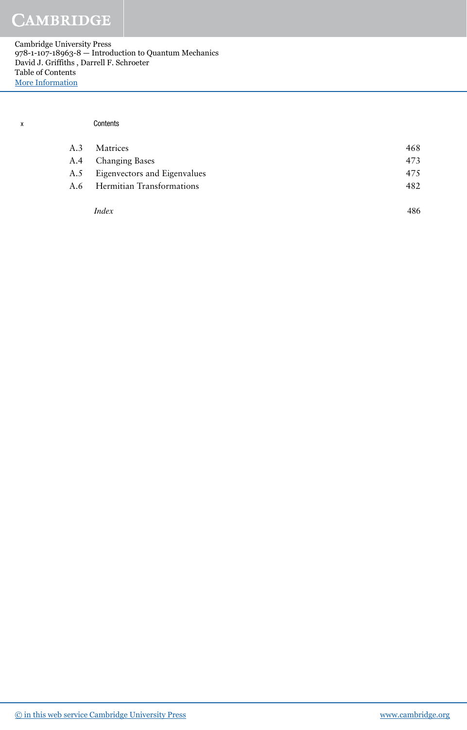| | | |
|---|---|---|
| A.3 | Matrices | 468 |
| A.4 | Changing Bases | 473 |
| A.5 | Eigenvectors and Eigenvalues | 475 |
| A.6 | Hermitian Transformations | 482 |
| | *Index* | 486 |